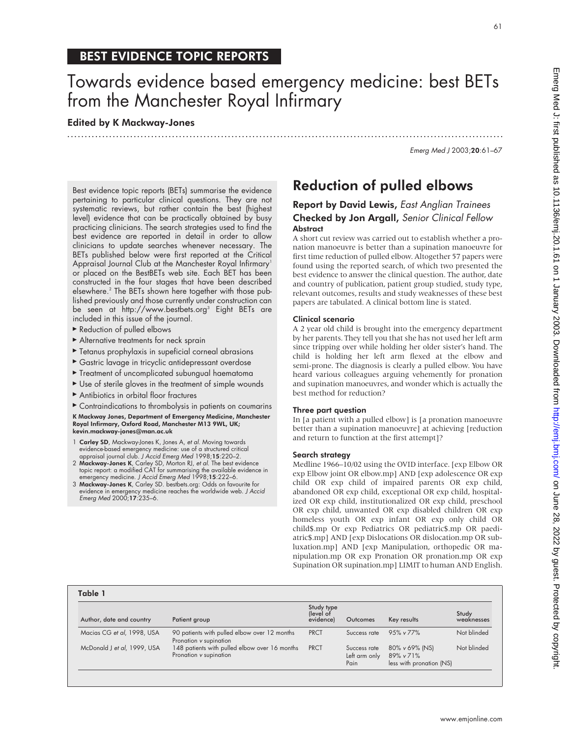# BEST EVIDENCE TOPIC REPORTS

# Towards evidence based emergency medicine: best BETs from the Manchester Royal Infirmary

**Edited by K Mackway-Jones**

Best evidence topic reports (BETs) summarise the evidence pertaining to particular clinical questions. They are not systematic reviews, but rather contain the best (highest level) evidence that can be practically obtained by busy practicing clinicians. The search strategies used to find the best evidence are reported in detail in order to allow clinicians to update searches whenever necessary. The BETs published below were first reported at the Critical Appraisal Journal Club at the Manchester Royal Infirmary[1] or placed on the BestBETs web site. Each BET has been constructed in the four stages that have been described elsewhere.[2] The BETs shown here together with those published previously and those currently under construction can be seen at http://www.bestbets.org[3] Eight BETs are included in this issue of the journal.

- Reduction of pulled elbows
- Alternative treatments for neck sprain
- Tetanus prophylaxis in supeficial corneal abrasions
- Gastric lavage in tricyclic antidepressant overdose
- Treatment of uncomplicated subungual haematoma
- Use of sterile gloves in the treatment of simple wounds
- Antibiotics in orbital floor fractures
- Contraindications to thrombolysis in patients on coumarins

**K Mackway Jones, Department of Emergency Medicine, Manchester Royal Infirmary, Oxford Road, Manchester M13 9WL, UK; kevin.mackway-jones@man.ac.uk**

1 **Carley SD**, Mackway-Jones K, Jones A, *et al.* Moving towards evidence-based emergency medicine: use of a structured critical appraisal journal club. *J Accid Emerg Med* 1998;**15**:220–2.
2 **Mackway-Jones K**, Carley SD, Morton RJ, *et al.* The best evidence topic report: a modified CAT for summarising the available evidence in emergency medicine. *J Accid Emerg Med* 1998;**15**:222–6.
3 **Mackway-Jones K**, Carley SD. bestbets.org: Odds on favourite for evidence in emergency medicine reaches the worldwide web. *J Accid Emerg Med* 2000;**17**:235–6.

## Reduction of pulled elbows

**Report by David Lewis,** *East Anglian Trainees*
**Checked by Jon Argall,** *Senior Clinical Fellow*

### Abstract

A short cut review was carried out to establish whether a pronation manoeuvre is better than a supination manoeuvre for first time reduction of pulled elbow. Altogether 57 papers were found using the reported search, of which two presented the best evidence to answer the clinical question. The author, date and country of publication, patient group studied, study type, relevant outcomes, results and study weaknesses of these best papers are tabulated. A clinical bottom line is stated.

### Clinical scenario

A 2 year old child is brought into the emergency department by her parents. They tell you that she has not used her left arm since tripping over while holding her older sister's hand. The child is holding her left arm flexed at the elbow and semi-prone. The diagnosis is clearly a pulled elbow. You have heard various colleagues arguing vehemently for pronation and supination manoeuvres, and wonder which is actually the best method for reduction?

### Three part question

In [a patient with a pulled elbow] is [a pronation manoeuvre better than a supination manoeuvre] at achieving [reduction and return to function at the first attempt]?

### Search strategy

Medline 1966–10/02 using the OVID interface. [exp Elbow OR exp Elbow joint OR elbow.mp] AND [exp adolescence OR exp child OR exp child of impaired parents OR exp child, abandoned OR exp child, exceptional OR exp child, hospitalized OR exp child, institutionalized OR exp child, preschool OR exp child, unwanted OR exp disabled children OR exp homeless youth OR exp infant OR exp only child OR child$.mp Or exp Pediatrics OR pediatric$.mp OR paediatric$.mp] AND [exp Dislocations OR dislocation.mp OR subluxation.mp] AND [exp Manipulation, orthopedic OR manipulation.mp OR exp Pronation OR pronation.mp OR exp Supination OR supination.mp] LIMIT to human AND English.

**Table 1**

| Author, date and country | Patient group | Study type (level of evidence) | Outcomes | Key results | Study weaknesses |
|---|---|---|---|---|---|
| Macias CG *et al*, 1998, USA | 90 patients with pulled elbow over 12 months Pronation *v* supination | PRCT | Success rate | 95% *v* 77% | Not blinded |
| McDonald J *et al*, 1999, USA | 148 patients with pulled elbow over 16 months Pronation *v* supination | PRCT | Success rate<br>Left arm only<br>Pain | 80% *v* 69% (NS)<br>89% *v* 71%<br>less with pronation (NS) | Not blinded |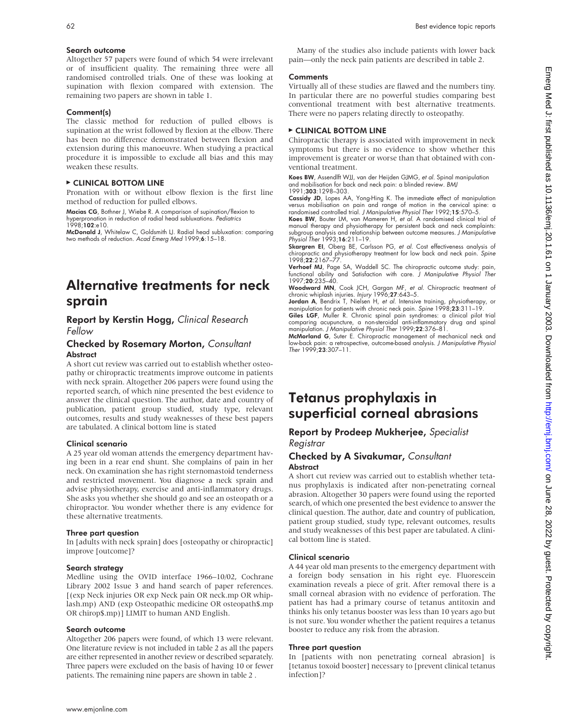### Search outcome

Altogether 57 papers were found of which 54 were irrelevant or of insufficient quality. The remaining three were all randomised controlled trials. One of these was looking at supination with flexion compared with extension. The remaining two papers are shown in table 1.

### Comment(s)

The classic method for reduction of pulled elbows is supination at the wrist followed by flexion at the elbow. There has been no difference demonstrated between flexion and extension during this manoeuvre. When studying a practical procedure it is impossible to exclude all bias and this may weaken these results.

### ▸ CLINICAL BOTTOM LINE

Pronation with or without elbow flexion is the first line method of reduction for pulled elbows.

**Macias CG**, Bothner J, Wiebe R. A comparison of supination/flexion to hyperpronation in reduction of radial head subluxations. *Pediatrics* 1998;**102**:e10.

**McDonald J**, Whitelaw C, Goldsmith LJ. Radial head subluxation: comparing two methods of reduction. *Acad Emerg Med* 1999;**6**:15–18.

# Alternative treatments for neck sprain

## Report by Kerstin Hogg, *Clinical Research Fellow*

## Checked by Rosemary Morton, *Consultant*

### Abstract

A short cut review was carried out to establish whether osteopathy or chiropractic treatments improve outcome in patients with neck sprain. Altogether 206 papers were found using the reported search, of which nine presented the best evidence to answer the clinical question. The author, date and country of publication, patient group studied, study type, relevant outcomes, results and study weaknesses of these best papers are tabulated. A clinical bottom line is stated

### Clinical scenario

A 25 year old woman attends the emergency department having been in a rear end shunt. She complains of pain in her neck. On examination she has right sternomastoid tenderness and restricted movement. You diagnose a neck sprain and advise physiotherapy, exercise and anti-inflammatory drugs. She asks you whether she should go and see an osteopath or a chiropractor. You wonder whether there is any evidence for these alternative treatments.

### Three part question

In [adults with neck sprain] does [osteopathy or chiropractic] improve [outcome]?

### Search strategy

Medline using the OVID interface 1966–10/02, Cochrane Library 2002 Issue 3 and hand search of paper references. [(exp Neck injuries OR exp Neck pain OR neck.mp OR whiplash.mp) AND (exp Osteopathic medicine OR osteopath$.mp OR chirop$.mp)] LIMIT to human AND English.

### Search outcome

Altogether 206 papers were found, of which 13 were relevant. One literature review is not included in table 2 as all the papers are either represented in another review or described separately. Three papers were excluded on the basis of having 10 or fewer patients. The remaining nine papers are shown in table 2 .

Many of the studies also include patients with lower back pain—only the neck pain patients are described in table 2.

### Comments

Virtually all of these studies are flawed and the numbers tiny. In particular there are no powerful studies comparing best conventional treatment with best alternative treatments. There were no papers relating directly to osteopathy.

### ▸ CLINICAL BOTTOM LINE

Chiropractic therapy is associated with improvement in neck symptoms but there is no evidence to show whether this improvement is greater or worse than that obtained with conventional treatment.

**Koes BW**, Assendlft WJJ, van der Heijden GJMG, *et al*. Spinal manipulation and mobilisation for back and neck pain: a blinded review. *BMJ* 1991;**303**:1298–303.

**Cassidy JD**, Lopes AA, Yong-Hing K. The immediate effect of manipulation versus mobilisation on pain and range of motion in the cervical spine: a randomised controlled trial. *J Manipulative Physiol Ther* 1992;**15**:570–5.

**Koes BW**, Bouter LM, van Mameren H, *et al*. A randomised clinical trial of manual therapy and physiotherapy for persistent back and neck complaints: subgroup analysis and relationship between outcome measures. *J Manipulative Physiol Ther* 1993;**16**:211–19.

**Skargren EI**, Oberg BE, Carlsson PG, *et al*. Cost effectiveness analysis of chiropractic and physiotherapy treatment for low back and neck pain. *Spine* 1998;**22**:2167–77.

**Verhoef MJ**, Page SA, Waddell SC. The chiropractic outcome study: pain, functional ability and Satisfaction with care. *J Manipulative Physiol Ther* 1997;**20**:235–40.

**Woodward MN**, Cook JCH, Gargan MF, *et al*. Chiropractic treatment of chronic whiplash injuries. *Injury* 1996;**27**:643–5.

**Jordan A**, Bendrix T, Nielsen H, *et al*. Intensive training, physiotherapy, or manipulation for patients with chronic neck pain. *Spine* 1998;**23**:311–19.

**Giles LGF**, Muller R. Chronic spinal pain syndromes: a clinical pilot trial comparing acupuncture, a non-steroidal anti-inflammatory drug and spinal manipulation. *J Manipulative Physiol Ther* 1999;**22**:376–81.

**McMorland G**, Suter E. Chiropractic management of mechanical neck and low-back pain: a retrospective, outcome-based analysis. *J Manipulative Physiol Ther* 1999;**23**:307–11.

# Tetanus prophylaxis in superficial corneal abrasions

## Report by Prodeep Mukherjee, *Specialist Registrar*

## Checked by A Sivakumar, *Consultant*

### Abstract

A short cut review was carried out to establish whether tetanus prophylaxis is indicated after non-penetrating corneal abrasion. Altogether 30 papers were found using the reported search, of which one presented the best evidence to answer the clinical question. The author, date and country of publication, patient group studied, study type, relevant outcomes, results and study weaknesses of this best paper are tabulated. A clinical bottom line is stated.

### Clinical scenario

A 44 year old man presents to the emergency department with a foreign body sensation in his right eye. Fluorescein examination reveals a piece of grit. After removal there is a small corneal abrasion with no evidence of perforation. The patient has had a primary course of tetanus antitoxin and thinks his only tetanus booster was less than 10 years ago but is not sure. You wonder whether the patient requires a tetanus booster to reduce any risk from the abrasion.

### Three part question

In [patients with non penetrating corneal abrasion] is [tetanus toxoid booster] necessary to [prevent clinical tetanus infection]?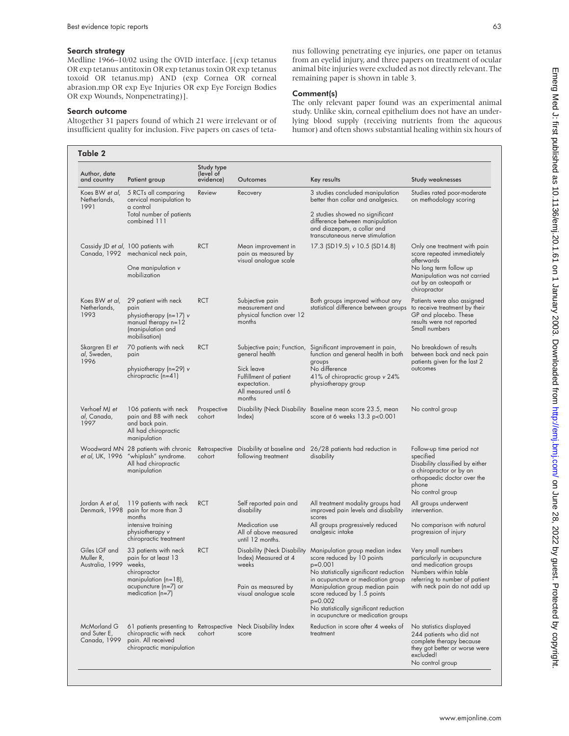### Search strategy

Medline 1966–10/02 using the OVID interface. [(exp tetanus OR exp tetanus antitoxin OR exp tetanus toxin OR exp tetanus toxoid OR tetanus.mp) AND (exp Cornea OR corneal abrasion.mp OR exp Eye Injuries OR exp Eye Foreign Bodies OR exp Wounds, Nonpenetrating)].

### Search outcome

Altogether 31 papers found of which 21 were irrelevant or of insufficient quality for inclusion. Five papers on cases of tetanus following penetrating eye injuries, one paper on tetanus from an eyelid injury, and three papers on treatment of ocular animal bite injuries were excluded as not directly relevant. The remaining paper is shown in table 3.

### Comment(s)

The only relevant paper found was an experimental animal study. Unlike skin, corneal epithelium does not have an underlying blood supply (receiving nutrients from the aqueous humor) and often shows substantial healing within six hours of

**Table 2**

| Author, date and country | Patient group | Study type (level of evidence) | Outcomes | Key results | Study weaknesses |
|---|---|---|---|---|---|
| Koes BW *et al*, Netherlands, 1991 | 5 RCTs all comparing cervical manipulation to a control<br>Total number of patients combined 111 | Review | Recovery | 3 studies concluded manipulation better than collar and analgesics.<br>2 studies showed no significant difference between manipulation and diazepam, a collar and transcutaneous nerve stimulation | Studies rated poor-moderate on methodology scoring |
| Cassidy JD *et al*, Canada, 1992 | 100 patients with mechanical neck pain,<br>One manipulation *v* mobilization | RCT | Mean improvement in pain as measured by visual analogue scale | 17.3 (SD19.5) *v* 10.5 (SD14.8) | Only one treatment with pain score repeated immediately afterwards<br>No long term follow up<br>Manipulation was not carried out by an osteopath or chiropractor |
| Koes BW *et al*, Netherlands, 1993 | 29 patient with neck pain<br>physiotherapy (n=17) *v* manual therapy n=12 (manipulation and mobilisation) | RCT | Subjective pain measurement and physical function over 12 months | Both groups improved without any statistical difference between groups | Patients were also assigned to receive treatment by their GP and placebo. These results were not reported<br>Small numbers |
| Skargren EI *et al*, Sweden, 1996 | 70 patients with neck pain<br>physiotherapy (n=29) *v* chiropractic (n=41) | RCT | Subjective pain; Function, general health<br>Sick leave<br>Fulfillment of patient expectation.<br>All measured until 6 months | Significant improvement in pain, function and general health in both groups<br>No difference<br>41% of chiropractic group *v* 24% physiotherapy group | No breakdown of results between back and neck pain patients given for the last 2 outcomes |
| Verhoef MJ *et al*, Canada, 1997 | 106 patients with neck pain and 88 with neck and back pain.<br>All had chiropractic manipulation | Prospective cohort | Disability (Neck Disability Index) | Baseline mean score 23.5, mean score at 6 weeks 13.3 $p<0.001$ | No control group |
| Woodward MN *et al*, UK, 1996 | 28 patients with chronic "whiplash" syndrome.<br>All had chiropractic manipulation | Retrospective cohort | Disability at baseline and following treatment | 26/28 patients had reduction in disability | Follow-up time period not specified<br>Disability classified by either a chiropractor or by an orthopaedic doctor over the phone<br>No control group |
| Jordan A *et al*, Denmark, 1998 | 119 patients with neck pain for more than 3 months<br>intensive training physiotherapy *v* chiropractic treatment | RCT | Self reported pain and disability<br>Medication use<br>All of above measured until 12 months. | All treatment modality groups had improved pain levels and disability scores<br>All groups progressively reduced analgesic intake | All groups underwent intervention.<br>No comparison with natural progression of injury |
| Giles LGF and Muller R, Australia, 1999 | 33 patients with neck pain for at least 13 weeks,<br>chiropractor manipulation (n=18), acupuncture (n=7) or medication (n=7) | RCT | Disability (Neck Disability Index) Measured at 4 weeks<br>Pain as measured by visual analogue scale | Manipulation group median index score reduced by 10 points $p=0.001$<br>No statistically significant reduction in acupuncture or medication group<br>Manipulation group median pain score reduced by 1.5 points $p=0.002$<br>No statistically significant reduction in acupuncture or medication groups | Very small numbers particularly in acupuncture and medication groups<br>Numbers within table referring to number of patient with neck pain do not add up |
| McMorland G and Suter E, Canada, 1999 | 61 patients presenting to chiropractic with neck pain. All received chiropractic manipulation | Retrospective cohort | Neck Disability Index score | Reduction in score after 4 weeks of treatment | No statistics displayed<br>244 patients who did not complete therapy because they got better or worse were excluded!<br>No control group |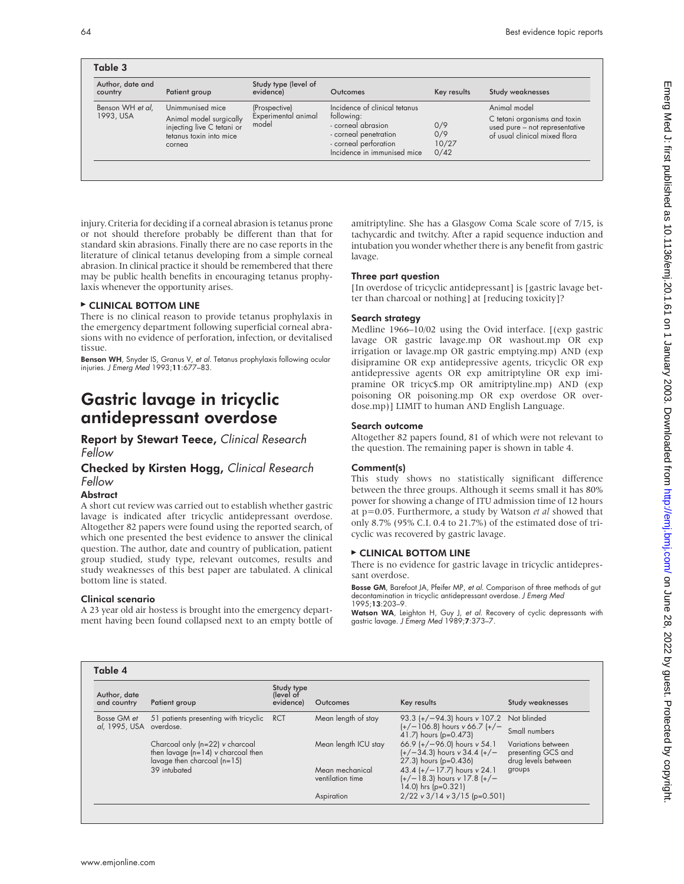**Table 3**

| Author, date and country | Patient group | Study type (level of evidence) | Outcomes | Key results | Study weaknesses |
|---|---|---|---|---|---|
| Benson WH *et al*, 1993, USA | Unimmunised mice<br>Animal model surgically injecting live C tetani or tetanus toxin into mice cornea | (Prospective) Experimental animal model | Incidence of clinical tetanus following:<br>- corneal abrasion<br>- corneal penetration<br>- corneal perforation<br>Incidence in immunised mice | <br><br>0/9<br>0/9<br>10/27<br>0/42 | Animal model<br>C tetani organisms and toxin used pure – not representative of usual clinical mixed flora |

injury. Criteria for deciding if a corneal abrasion is tetanus prone or not should therefore probably be different than that for standard skin abrasions. Finally there are no case reports in the literature of clinical tetanus developing from a simple corneal abrasion. In clinical practice it should be remembered that there may be public health benefits in encouraging tetanus prophylaxis whenever the opportunity arises.

### ▸ CLINICAL BOTTOM LINE

There is no clinical reason to provide tetanus prophylaxis in the emergency department following superficial corneal abrasions with no evidence of perforation, infection, or devitalised tissue.

**Benson WH**, Snyder IS, Granus V, *et al*. Tetanus prophylaxis following ocular injuries. *J Emerg Med* 1993;**11**:677–83.

# Gastric lavage in tricyclic antidepressant overdose

**Report by Stewart Teece,** *Clinical Research Fellow*

**Checked by Kirsten Hogg,** *Clinical Research Fellow*

### Abstract

A short cut review was carried out to establish whether gastric lavage is indicated after tricyclic antidepressant overdose. Altogether 82 papers were found using the reported search, of which one presented the best evidence to answer the clinical question. The author, date and country of publication, patient group studied, study type, relevant outcomes, results and study weaknesses of this best paper are tabulated. A clinical bottom line is stated.

### Clinical scenario

A 23 year old air hostess is brought into the emergency department having been found collapsed next to an empty bottle of amitriptyline. She has a Glasgow Coma Scale score of 7/15, is tachycardic and twitchy. After a rapid sequence induction and intubation you wonder whether there is any benefit from gastric lavage.

### Three part question

[In overdose of tricyclic antidepressant] is [gastric lavage better than charcoal or nothing] at [reducing toxicity]?

### Search strategy

Medline 1966–10/02 using the Ovid interface. [(exp gastric lavage OR gastric lavage.mp OR washout.mp OR exp irrigation or lavage.mp OR gastric emptying.mp) AND (exp disipramine OR exp antidepressive agents, tricyclic OR exp antidepressive agents OR exp amitriptyline OR exp imipramine OR tricyc$.mp OR amitriptyline.mp) AND (exp poisoning OR poisoning.mp OR exp overdose OR overdose.mp)] LIMIT to human AND English Language.

### Search outcome

Altogether 82 papers found, 81 of which were not relevant to the question. The remaining paper is shown in table 4.

### Comment(s)

This study shows no statistically significant difference between the three groups. Although it seems small it has 80% power for showing a change of ITU admission time of 12 hours at p=0.05. Furthermore, a study by Watson *et al* showed that only 8.7% (95% C.I. 0.4 to 21.7%) of the estimated dose of tricyclic was recovered by gastric lavage.

### ▸ CLINICAL BOTTOM LINE

There is no evidence for gastric lavage in tricyclic antidepressant overdose.

**Bosse GM**, Barefoot JA, Pfeifer MP, *et al*. Comparison of three methods of gut decontamination in tricyclic antidepressant overdose. *J Emerg Med* 1995;**13**:203–9.

**Watson WA**, Leighton H, Guy J, *et al*. Recovery of cyclic depressants with gastric lavage. *J Emerg Med* 1989;**7**:373–7.

**Table 4**

| Author, date and country | Patient group | Study type (level of evidence) | Outcomes | Key results | Study weaknesses |
|---|---|---|---|---|---|
| Bosse GM *et al*, 1995, USA | 51 patients presenting with tricyclic overdose. | RCT | Mean length of stay | 93.3 (+/−94.3) hours *v* 107.2 (+/−106.8) hours *v* 66.7 (+/−41.7) hours (p=0.473) | Not blinded<br>Small numbers |
| | Charcoal only (n=22) *v* charcoal then lavage (n=14) *v* charcoal then lavage then charcoal (n=15)<br>39 intubated | | Mean length ICU stay | 66.9 (+/−96.0) hours *v* 54.1 (+/−34.3) hours *v* 34.4 (+/−27.3) hours (p=0.436) | Variations between presenting GCS and drug levels between groups |
| | | | Mean mechanical ventilation time | 43.4 (+/−17.7) hours *v* 24.1 (+/−18.3) hours *v* 17.8 (+/−14.0) hrs (p=0.321) | |
| | | | Aspiration | 2/22 *v* 3/14 *v* 3/15 (p=0.501) | |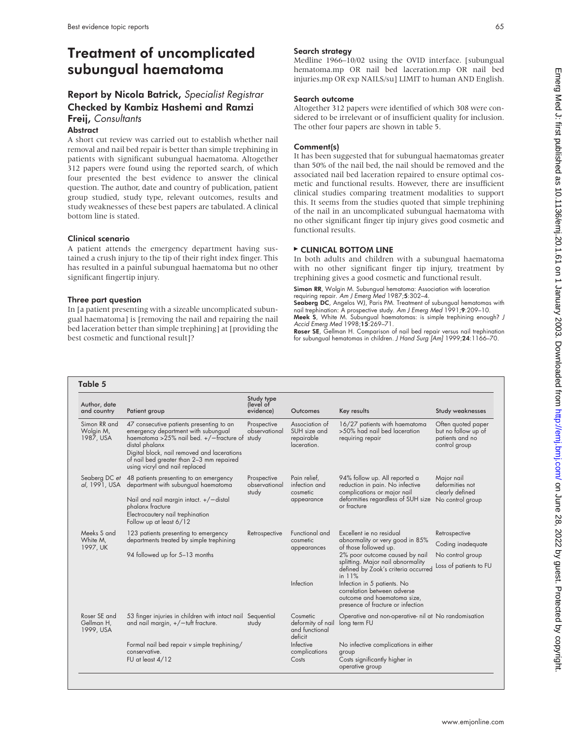# Treatment of uncomplicated subungual haematoma

## Report by Nicola Batrick, *Specialist Registrar*
## Checked by Kambiz Hashemi and Ramzi Freij, *Consultants*

### Abstract

A short cut review was carried out to establish whether nail removal and nail bed repair is better than simple trephining in patients with significant subungual haematoma. Altogether 312 papers were found using the reported search, of which four presented the best evidence to answer the clinical question. The author, date and country of publication, patient group studied, study type, relevant outcomes, results and study weaknesses of these best papers are tabulated. A clinical bottom line is stated.

### Clinical scenario

A patient attends the emergency department having sustained a crush injury to the tip of their right index finger. This has resulted in a painful subungual haematoma but no other significant fingertip injury.

### Three part question

In [a patient presenting with a sizeable uncomplicated subungual haematoma] is [removing the nail and repairing the nail bed laceration better than simple trephining] at [providing the best cosmetic and functional result]?

### Search strategy

Medline 1966–10/02 using the OVID interface. [subungual hematoma.mp OR nail bed laceration.mp OR nail bed injuries.mp OR exp NAILS/su] LIMIT to human AND English.

### Search outcome

Altogether 312 papers were identified of which 308 were considered to be irrelevant or of insufficient quality for inclusion. The other four papers are shown in table 5.

### Comment(s)

It has been suggested that for subungual haematomas greater than 50% of the nail bed, the nail should be removed and the associated nail bed laceration repaired to ensure optimal cosmetic and functional results. However, there are insufficient clinical studies comparing treatment modalities to support this. It seems from the studies quoted that simple trephining of the nail in an uncomplicated subungual haematoma with no other significant finger tip injury gives good cosmetic and functional results.

### ▸ CLINICAL BOTTOM LINE

In both adults and children with a subungual haematoma with no other significant finger tip injury, treatment by trephining gives a good cosmetic and functional result.

**Simon RR**, Wolgin M. Subungual hematoma: Association with laceration requiring repair. *Am J Emerg Med* 1987;**5**:302–4.
**Seaberg DC**, Angelos WJ, Paris PM. Treatment of subungual hematomas with nail trephination: A prospective study. *Am J Emerg Med* 1991;**9**:209–10.
**Meek S**, White M. Subungual haematomas: is simple trephining enough? *J Accid Emerg Med* 1998;**15**:269–71.
**Roser SE**, Gellman H. Comparison of nail bed repair versus nail trephination for subungual hematomas in children. *J Hand Surg [Am]* 1999;**24**:1166–70.

**Table 5**

| Author, date and country | Patient group | Study type (level of evidence) | Outcomes | Key results | Study weaknesses |
|---|---|---|---|---|---|
| Simon RR and Wolgin M, 1987, USA | 47 consecutive patients presenting to an emergency department with subungual haematoma >25% nail bed. +/−fracture of distal phalanx. Digital block, nail removed and lacerations of nail bed greater than 2–3 mm repaired using vicryl and nail replaced | Prospective observational study | Association of SUH size and repairable laceration. | 16/27 patients with haematoma >50% had nail bed laceration requiring repair | Often quoted paper but no follow up of patients and no control group |
| Seaberg DC *et al*, 1991, USA | 48 patients presenting to an emergency department with subungual haematoma. Nail and nail margin intact. +/−distal phalanx fracture. Electrocautery nail trephination. Follow up at least 6/12 | Prospective observational study | Pain relief, infection and cosmetic appearance | 94% follow up. All reported a reduction in pain. No infective complications or major nail deformities regardless of SUH size or fracture | Major nail deformities not clearly defined. No control group |
| Meeks S and White M, 1997, UK | 123 patients presenting to emergency departments treated by simple trephining. 94 followed up for 5–13 months | Retrospective | Functional and cosmetic appearances | Excellent ie no residual abnormality or very good in 85% of those followed up. 2% poor outcome caused by nail splitting. Major nail abnormality defined by Zook's criteria occurred in 11% | Retrospective. Coding inadequate. No control group. Loss of patients to FU |
| | | | Infection | Infection in 5 patients. No correlation between adverse outcome and haematoma size, presence of fracture or infection | |
| Roser SE and Gellman H, 1999, USA | 53 finger injuries in children with intact nail and nail margin, +/−tuft fracture. | Sequential study | Cosmetic deformity of nail and functional deficit | Operative and non-operative- nil at long term FU | No randomisation |
| | Formal nail bed repair *v* simple trephining/conservative. FU at least 4/12 | | Infective complications | No infective complications in either group | |
| | | | Costs | Costs significantly higher in operative group | |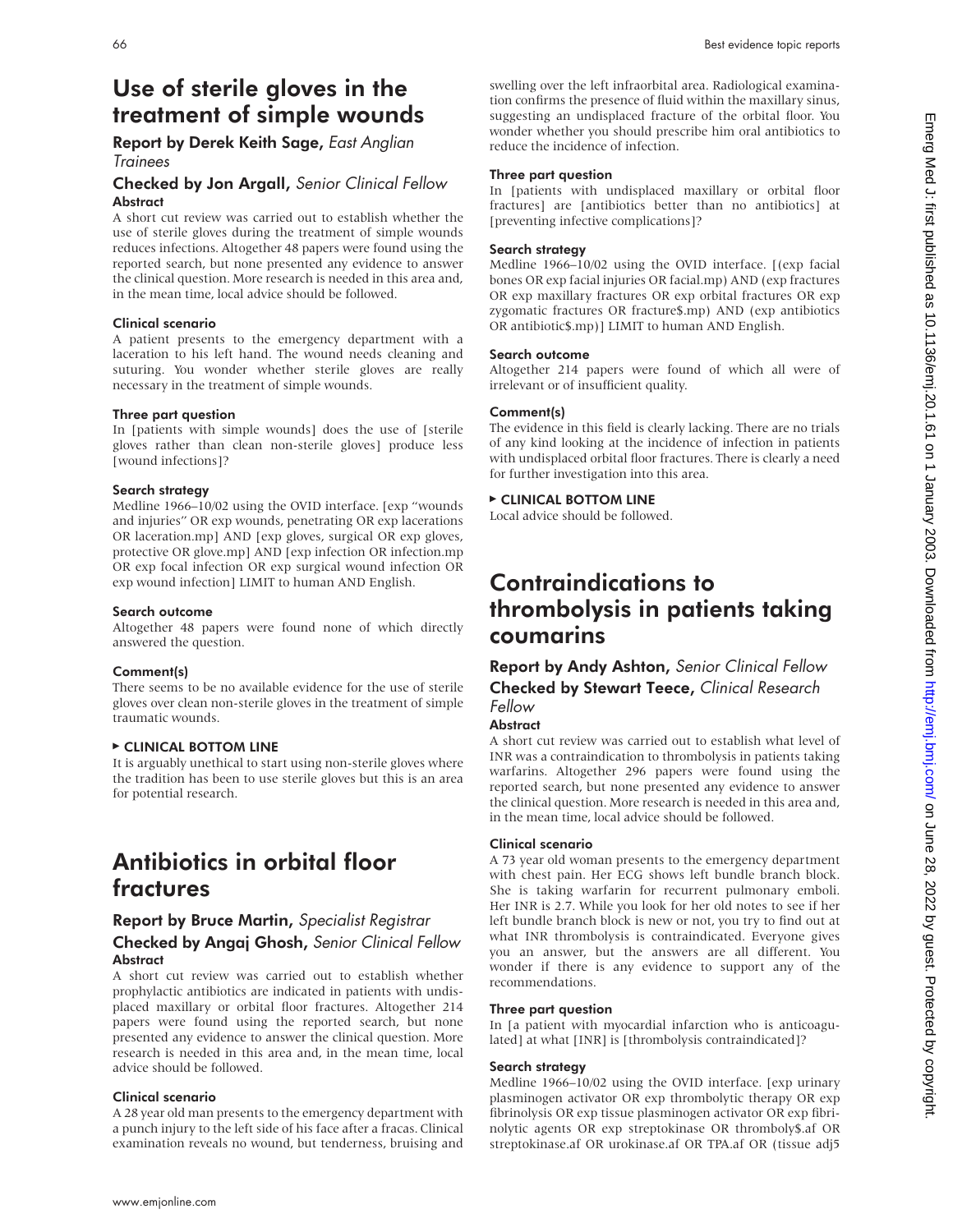# Use of sterile gloves in the treatment of simple wounds

**Report by Derek Keith Sage,** *East Anglian Trainees*

**Checked by Jon Argall,** *Senior Clinical Fellow*

### Abstract

A short cut review was carried out to establish whether the use of sterile gloves during the treatment of simple wounds reduces infections. Altogether 48 papers were found using the reported search, but none presented any evidence to answer the clinical question. More research is needed in this area and, in the mean time, local advice should be followed.

### Clinical scenario

A patient presents to the emergency department with a laceration to his left hand. The wound needs cleaning and suturing. You wonder whether sterile gloves are really necessary in the treatment of simple wounds.

### Three part question

In [patients with simple wounds] does the use of [sterile gloves rather than clean non-sterile gloves] produce less [wound infections]?

### Search strategy

Medline 1966–10/02 using the OVID interface. [exp "wounds and injuries" OR exp wounds, penetrating OR exp lacerations OR laceration.mp] AND [exp gloves, surgical OR exp gloves, protective OR glove.mp] AND [exp infection OR infection.mp OR exp focal infection OR exp surgical wound infection OR exp wound infection] LIMIT to human AND English.

### Search outcome

Altogether 48 papers were found none of which directly answered the question.

### Comment(s)

There seems to be no available evidence for the use of sterile gloves over clean non-sterile gloves in the treatment of simple traumatic wounds.

### ▸ CLINICAL BOTTOM LINE

It is arguably unethical to start using non-sterile gloves where the tradition has been to use sterile gloves but this is an area for potential research.

# Antibiotics in orbital floor fractures

**Report by Bruce Martin,** *Specialist Registrar*

**Checked by Angaj Ghosh,** *Senior Clinical Fellow*

### Abstract

A short cut review was carried out to establish whether prophylactic antibiotics are indicated in patients with undisplaced maxillary or orbital floor fractures. Altogether 214 papers were found using the reported search, but none presented any evidence to answer the clinical question. More research is needed in this area and, in the mean time, local advice should be followed.

### Clinical scenario

A 28 year old man presents to the emergency department with a punch injury to the left side of his face after a fracas. Clinical examination reveals no wound, but tenderness, bruising and swelling over the left infraorbital area. Radiological examination confirms the presence of fluid within the maxillary sinus, suggesting an undisplaced fracture of the orbital floor. You wonder whether you should prescribe him oral antibiotics to reduce the incidence of infection.

### Three part question

In [patients with undisplaced maxillary or orbital floor fractures] are [antibiotics better than no antibiotics] at [preventing infective complications]?

### Search strategy

Medline 1966–10/02 using the OVID interface. [(exp facial bones OR exp facial injuries OR facial.mp) AND (exp fractures OR exp maxillary fractures OR exp orbital fractures OR exp zygomatic fractures OR fracture$.mp) AND (exp antibiotics OR antibiotic$.mp)] LIMIT to human AND English.

### Search outcome

Altogether 214 papers were found of which all were of irrelevant or of insufficient quality.

### Comment(s)

The evidence in this field is clearly lacking. There are no trials of any kind looking at the incidence of infection in patients with undisplaced orbital floor fractures. There is clearly a need for further investigation into this area.

### ▸ CLINICAL BOTTOM LINE

Local advice should be followed.

# Contraindications to thrombolysis in patients taking coumarins

**Report by Andy Ashton,** *Senior Clinical Fellow*

**Checked by Stewart Teece,** *Clinical Research Fellow*

### Abstract

A short cut review was carried out to establish what level of INR was a contraindication to thrombolysis in patients taking warfarins. Altogether 296 papers were found using the reported search, but none presented any evidence to answer the clinical question. More research is needed in this area and, in the mean time, local advice should be followed.

### Clinical scenario

A 73 year old woman presents to the emergency department with chest pain. Her ECG shows left bundle branch block. She is taking warfarin for recurrent pulmonary emboli. Her INR is 2.7. While you look for her old notes to see if her left bundle branch block is new or not, you try to find out at what INR thrombolysis is contraindicated. Everyone gives you an answer, but the answers are all different. You wonder if there is any evidence to support any of the recommendations.

### Three part question

In [a patient with myocardial infarction who is anticoagulated] at what [INR] is [thrombolysis contraindicated]?

### Search strategy

Medline 1966–10/02 using the OVID interface. [exp urinary plasminogen activator OR exp thrombolytic therapy OR exp fibrinolysis OR exp tissue plasminogen activator OR exp fibrinolytic agents OR exp streptokinase OR thromboly$.af OR streptokinase.af OR urokinase.af OR TPA.af OR (tissue adj5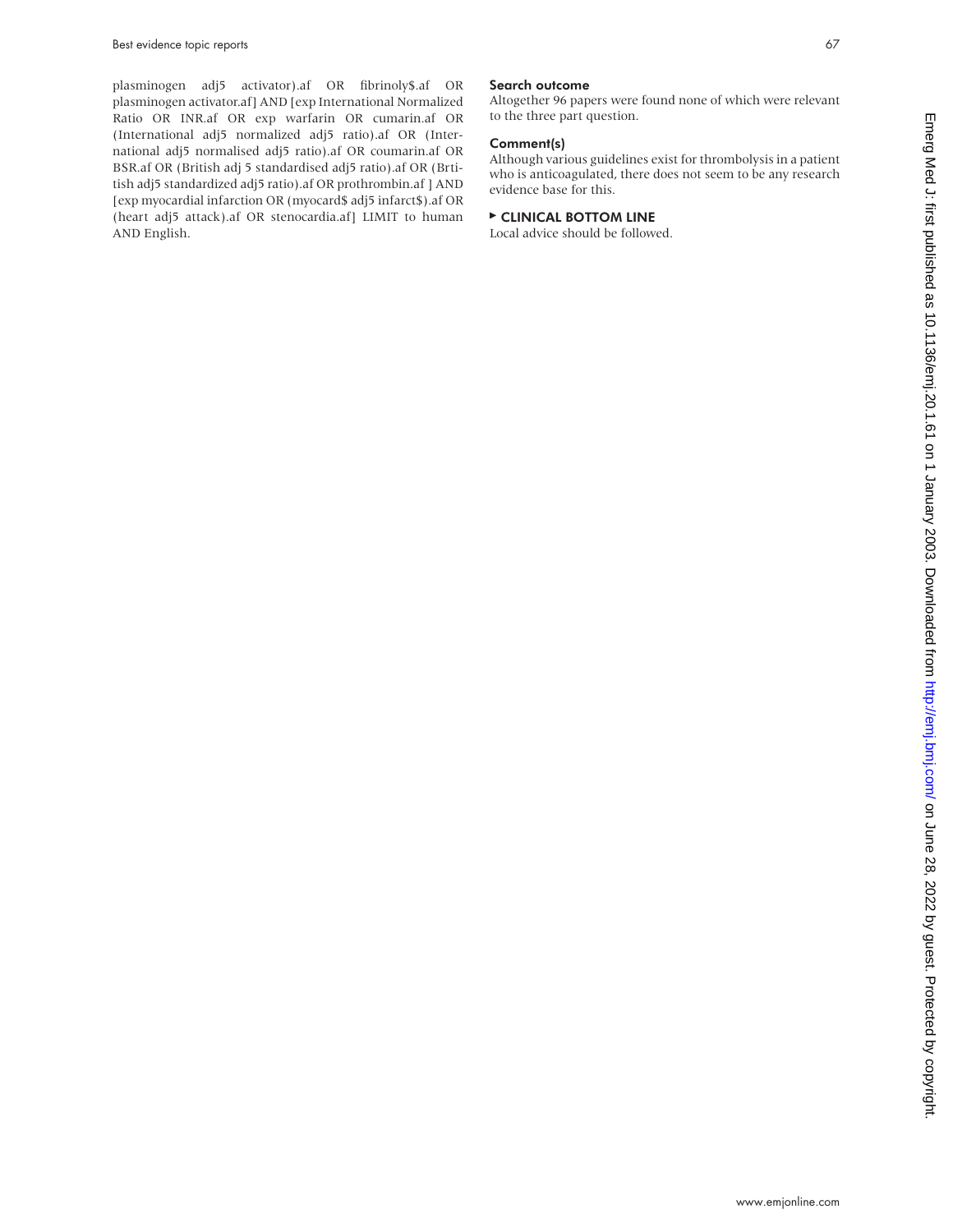plasminogen adj5 activator).af OR fibrinoly$.af OR plasminogen activator.af] AND [exp International Normalized Ratio OR INR.af OR exp warfarin OR cumarin.af OR (International adj5 normalized adj5 ratio).af OR (International adj5 normalised adj5 ratio).af OR coumarin.af OR BSR.af OR (British adj 5 standardised adj5 ratio).af OR (Brtitish adj5 standardized adj5 ratio).af OR prothrombin.af ] AND [exp myocardial infarction OR (myocard$ adj5 infarct$).af OR (heart adj5 attack).af OR stenocardia.af] LIMIT to human AND English.

#### Search outcome

Altogether 96 papers were found none of which were relevant to the three part question.

#### Comment(s)

Although various guidelines exist for thrombolysis in a patient who is anticoagulated, there does not seem to be any research evidence base for this.

#### ▸ CLINICAL BOTTOM LINE

Local advice should be followed.